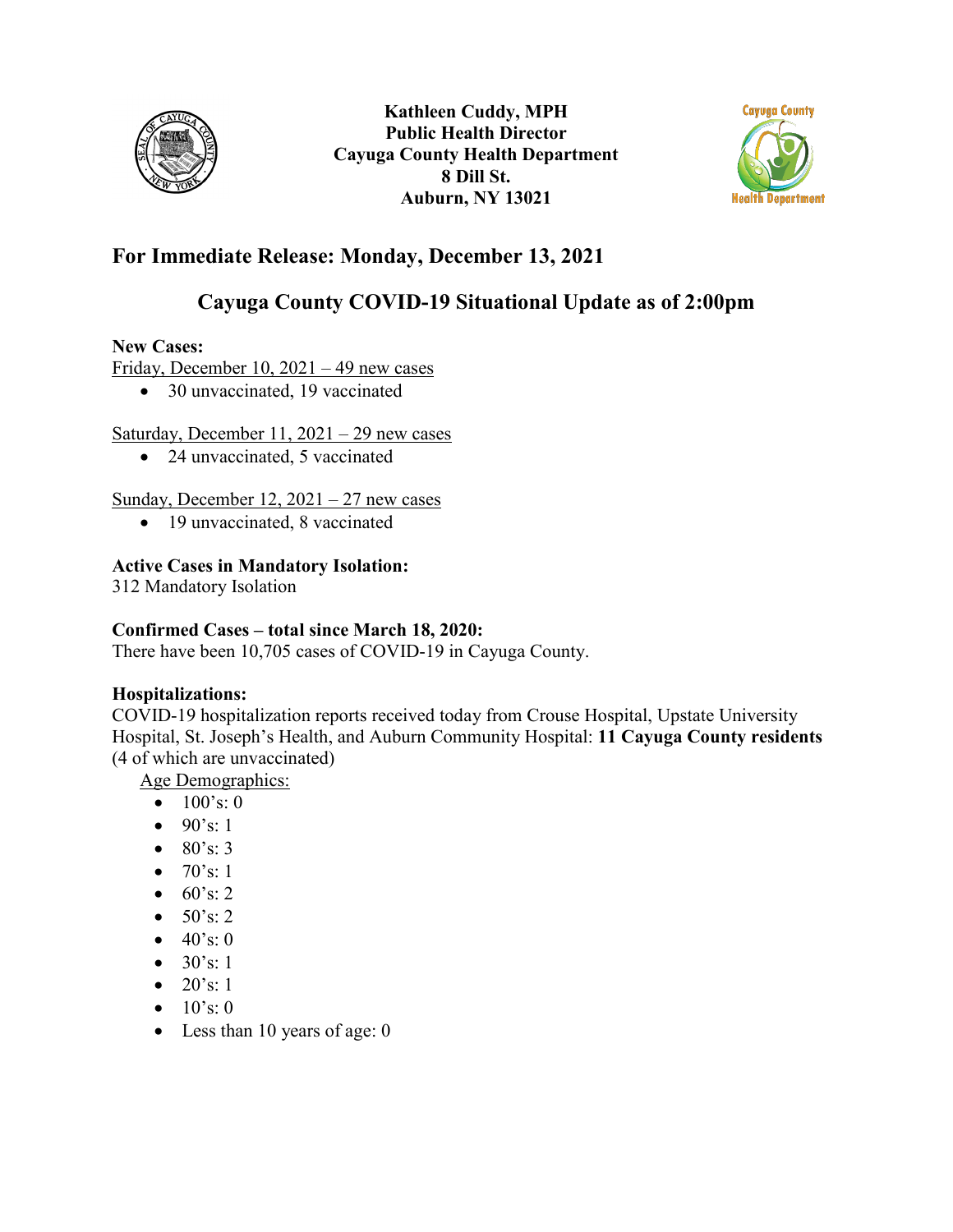**Kathleen Cuddy, MPH**
**Public Health Director**
**Cayuga County Health Department**
**8 Dill St.**
**Auburn, NY 13021**

## For Immediate Release: Monday, December 13, 2021

## Cayuga County COVID-19 Situational Update as of 2:00pm

**New Cases:**

Friday, December 10, 2021 – 49 new cases

- 30 unvaccinated, 19 vaccinated

Saturday, December 11, 2021 – 29 new cases

- 24 unvaccinated, 5 vaccinated

Sunday, December 12, 2021 – 27 new cases

- 19 unvaccinated, 8 vaccinated

**Active Cases in Mandatory Isolation:**

312 Mandatory Isolation

**Confirmed Cases – total since March 18, 2020:**

There have been 10,705 cases of COVID-19 in Cayuga County.

**Hospitalizations:**

COVID-19 hospitalization reports received today from Crouse Hospital, Upstate University Hospital, St. Joseph's Health, and Auburn Community Hospital: **11 Cayuga County residents** (4 of which are unvaccinated)

Age Demographics:

- 100's: 0
- 90's: 1
- 80's: 3
- 70's: 1
- 60's: 2
- 50's: 2
- 40's: 0
- 30's: 1
- 20's: 1
- 10's: 0
- Less than 10 years of age: 0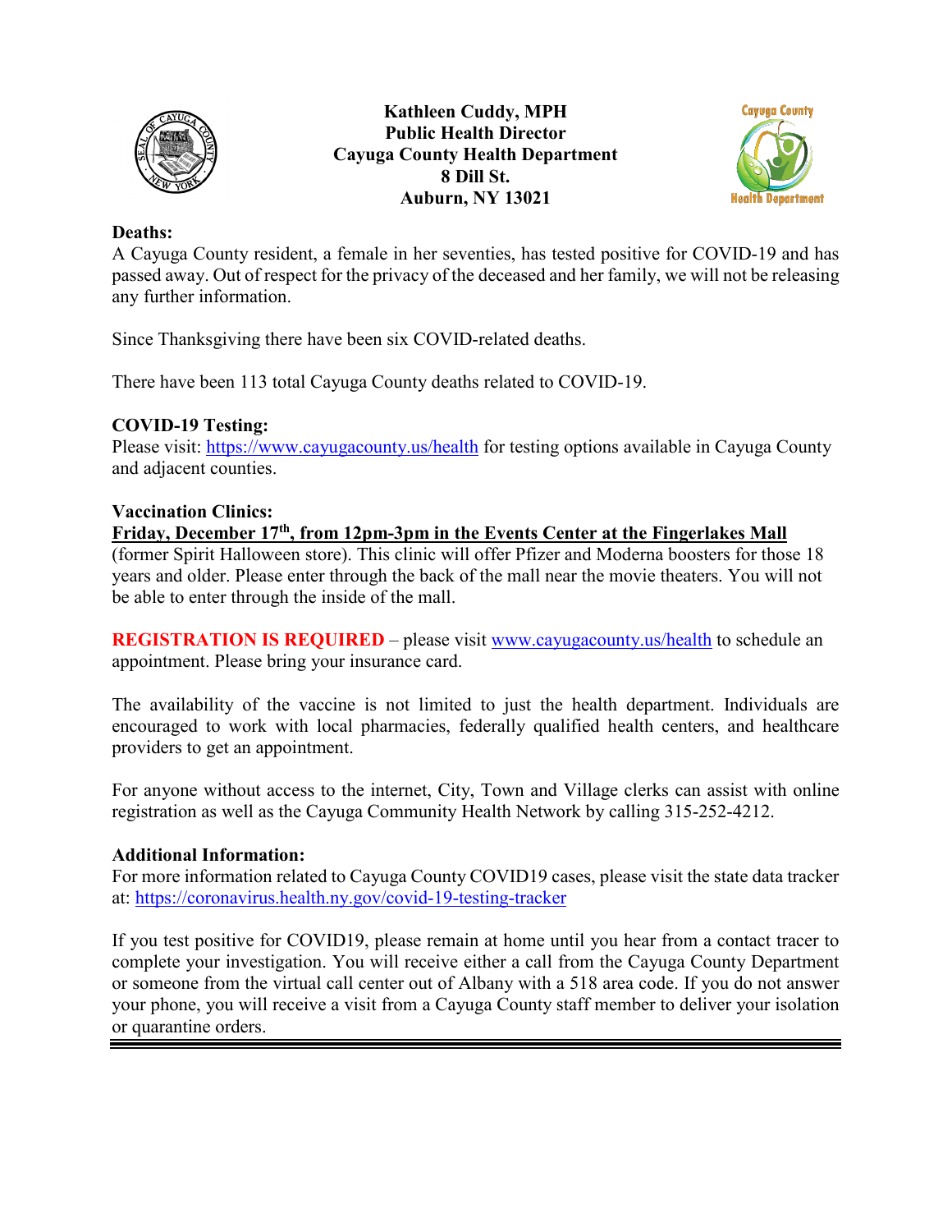**Kathleen Cuddy, MPH**
**Public Health Director**
**Cayuga County Health Department**
**8 Dill St.**
**Auburn, NY 13021**

**Deaths:**

A Cayuga County resident, a female in her seventies, has tested positive for COVID-19 and has passed away. Out of respect for the privacy of the deceased and her family, we will not be releasing any further information.

Since Thanksgiving there have been six COVID-related deaths.

There have been 113 total Cayuga County deaths related to COVID-19.

**COVID-19 Testing:**

Please visit: https://www.cayugacounty.us/health for testing options available in Cayuga County and adjacent counties.

**Vaccination Clinics:**

**Friday, December 17th, from 12pm-3pm in the Events Center at the Fingerlakes Mall** (former Spirit Halloween store). This clinic will offer Pfizer and Moderna boosters for those 18 years and older. Please enter through the back of the mall near the movie theaters. You will not be able to enter through the inside of the mall.

**REGISTRATION IS REQUIRED** – please visit www.cayugacounty.us/health to schedule an appointment. Please bring your insurance card.

The availability of the vaccine is not limited to just the health department. Individuals are encouraged to work with local pharmacies, federally qualified health centers, and healthcare providers to get an appointment.

For anyone without access to the internet, City, Town and Village clerks can assist with online registration as well as the Cayuga Community Health Network by calling 315-252-4212.

**Additional Information:**

For more information related to Cayuga County COVID19 cases, please visit the state data tracker at: https://coronavirus.health.ny.gov/covid-19-testing-tracker

If you test positive for COVID19, please remain at home until you hear from a contact tracer to complete your investigation. You will receive either a call from the Cayuga County Department or someone from the virtual call center out of Albany with a 518 area code. If you do not answer your phone, you will receive a visit from a Cayuga County staff member to deliver your isolation or quarantine orders.